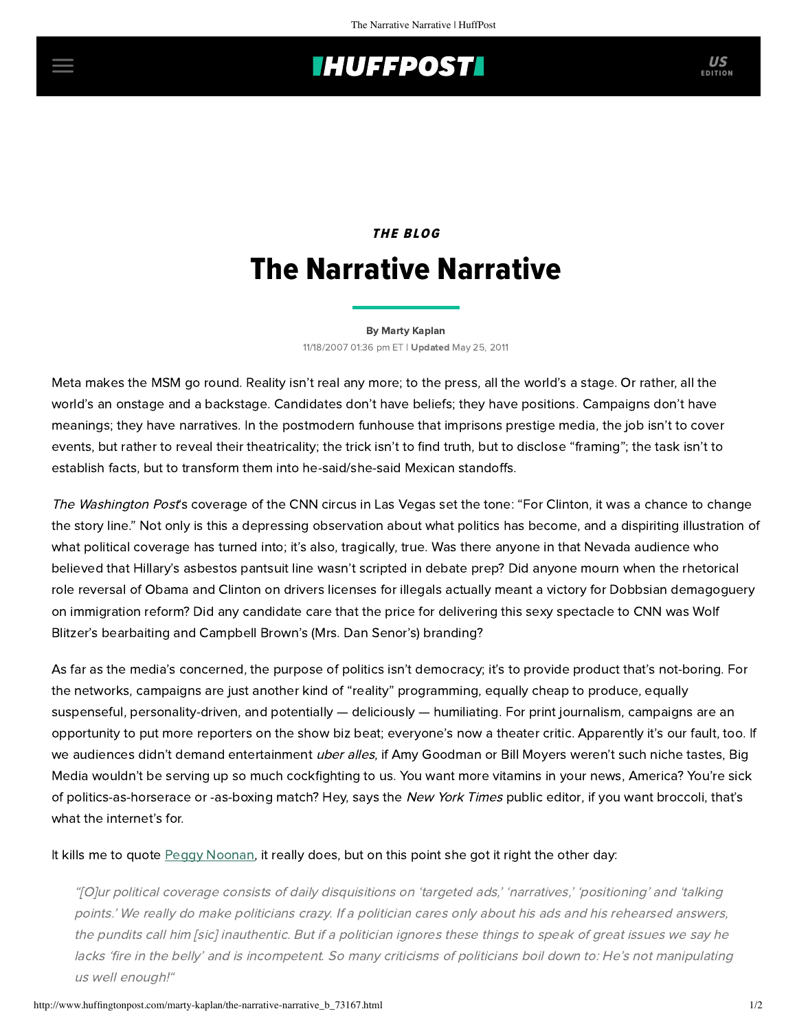*THE BLOG*

# The Narrative Narrative

**By Marty Kaplan**

11/18/2007 01:36 pm ET | **Updated** May 25, 2011

Meta makes the MSM go round. Reality isn't real any more; to the press, all the world's a stage. Or rather, all the world's an onstage and a backstage. Candidates don't have beliefs; they have positions. Campaigns don't have meanings; they have narratives. In the postmodern funhouse that imprisons prestige media, the job isn't to cover events, but rather to reveal their theatricality; the trick isn't to find truth, but to disclose "framing"; the task isn't to establish facts, but to transform them into he-said/she-said Mexican standoffs.

*The Washington Post*'s coverage of the CNN circus in Las Vegas set the tone: "For Clinton, it was a chance to change the story line." Not only is this a depressing observation about what politics has become, and a dispiriting illustration of what political coverage has turned into; it's also, tragically, true. Was there anyone in that Nevada audience who believed that Hillary's asbestos pantsuit line wasn't scripted in debate prep? Did anyone mourn when the rhetorical role reversal of Obama and Clinton on drivers licenses for illegals actually meant a victory for Dobbsian demagoguery on immigration reform? Did any candidate care that the price for delivering this sexy spectacle to CNN was Wolf Blitzer's bearbaiting and Campbell Brown's (Mrs. Dan Senor's) branding?

As far as the media's concerned, the purpose of politics isn't democracy; it's to provide product that's not-boring. For the networks, campaigns are just another kind of "reality" programming, equally cheap to produce, equally suspenseful, personality-driven, and potentially — deliciously — humiliating. For print journalism, campaigns are an opportunity to put more reporters on the show biz beat; everyone's now a theater critic. Apparently it's our fault, too. If we audiences didn't demand entertainment *uber alles*, if Amy Goodman or Bill Moyers weren't such niche tastes, Big Media wouldn't be serving up so much cockfighting to us. You want more vitamins in your news, America? You're sick of politics-as-horserace or -as-boxing match? Hey, says the *New York Times* public editor, if you want broccoli, that's what the internet's for.

It kills me to quote Peggy Noonan, it really does, but on this point she got it right the other day:

> *"[O]ur political coverage consists of daily disquisitions on 'targeted ads,' 'narratives,' 'positioning' and 'talking points.' We really do make politicians crazy. If a politician cares only about his ads and his rehearsed answers, the pundits call him [sic] inauthentic. But if a politician ignores these things to speak of great issues we say he lacks 'fire in the belly' and is incompetent. So many criticisms of politicians boil down to: He's not manipulating us well enough!"*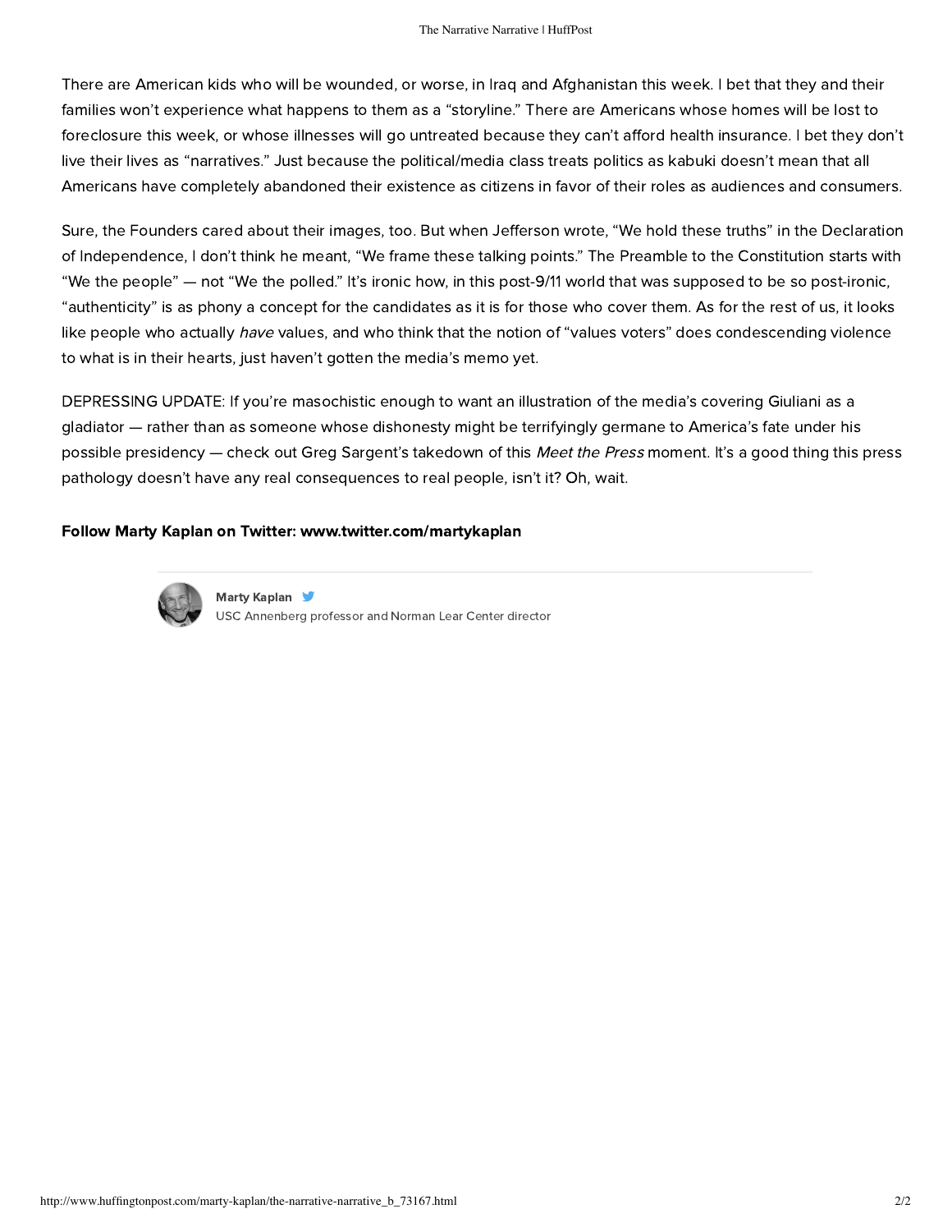There are American kids who will be wounded, or worse, in Iraq and Afghanistan this week. I bet that they and their families won't experience what happens to them as a "storyline." There are Americans whose homes will be lost to foreclosure this week, or whose illnesses will go untreated because they can't afford health insurance. I bet they don't live their lives as "narratives." Just because the political/media class treats politics as kabuki doesn't mean that all Americans have completely abandoned their existence as citizens in favor of their roles as audiences and consumers.

Sure, the Founders cared about their images, too. But when Jefferson wrote, "We hold these truths" in the Declaration of Independence, I don't think he meant, "We frame these talking points." The Preamble to the Constitution starts with "We the people" — not "We the polled." It's ironic how, in this post-9/11 world that was supposed to be so post-ironic, "authenticity" is as phony a concept for the candidates as it is for those who cover them. As for the rest of us, it looks like people who actually *have* values, and who think that the notion of "values voters" does condescending violence to what is in their hearts, just haven't gotten the media's memo yet.

DEPRESSING UPDATE: If you're masochistic enough to want an illustration of the media's covering Giuliani as a gladiator — rather than as someone whose dishonesty might be terrifyingly germane to America's fate under his possible presidency — check out Greg Sargent's takedown of this *Meet the Press* moment. It's a good thing this press pathology doesn't have any real consequences to real people, isn't it? Oh, wait.

**Follow Marty Kaplan on Twitter: www.twitter.com/martykaplan**

**Marty Kaplan**
USC Annenberg professor and Norman Lear Center director